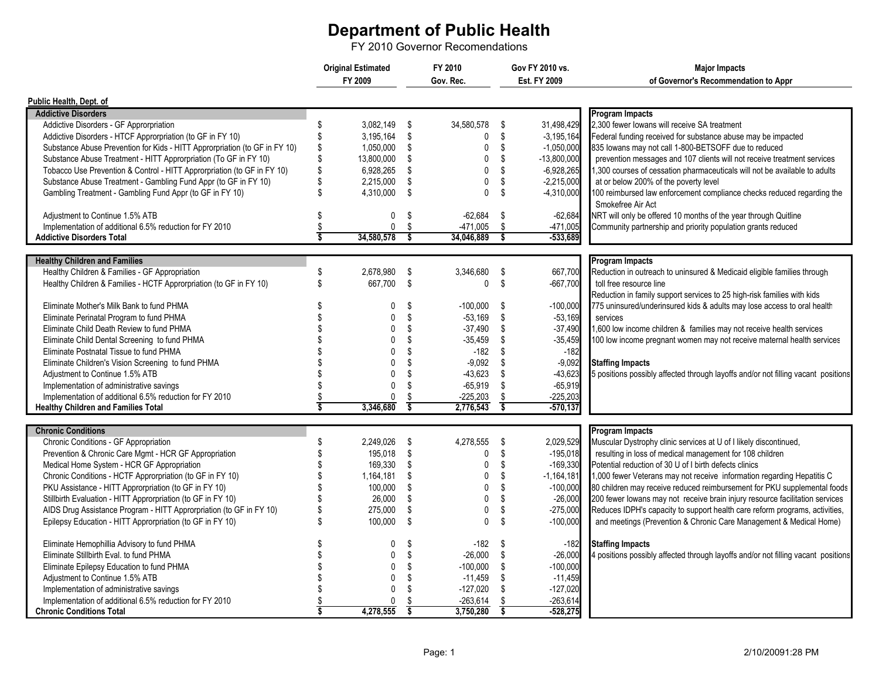# Department of Public Health

FY 2010 Governor Recomendations

| | Original Estimated FY 2009 | FY 2010 Gov. Rec. | Gov FY 2010 vs. Est. FY 2009 | Major Impacts of Governor's Recommendation to Appr |
|---|---|---|---|---|
| **Public Health, Dept. of** | | | | |
| **Addictive Disorders** | | | | **Program Impacts** |
| Addictive Disorders - GF Approrpriation | $ 3,082,149 | $ 34,580,578 | $ 31,498,429 | 2,300 fewer Iowans will receive SA treatment |
| Addictive Disorders - HTCF Approrpriation (to GF in FY 10) | $ 3,195,164 | $ 0 | $ -3,195,164 | Federal funding received for substance abuse may be impacted |
| Substance Abuse Prevention for Kids - HITT Approrpriation (to GF in FY 10) | $ 1,050,000 | $ 0 | $ -1,050,000 | 835 Iowans may not call 1-800-BETSOFF due to reduced prevention messages and 107 clients will not receive treatment services |
| Substance Abuse Treatment - HITT Approrpriation (To GF in FY 10) | $ 13,800,000 | $ 0 | $ -13,800,000 | |
| Tobacco Use Prevention & Control - HITT Approrpriation (to GF in FY 10) | $ 6,928,265 | $ 0 | $ -6,928,265 | 1,300 courses of cessation pharmaceuticals will not be available to adults at or below 200% of the poverty level |
| Substance Abuse Treatment - Gambling Fund Appr (to GF in FY 10) | $ 2,215,000 | $ 0 | $ -2,215,000 | |
| Gambling Treatment - Gambling Fund Appr (to GF in FY 10) | $ 4,310,000 | $ 0 | $ -4,310,000 | 100 reimbursed law enforcement compliance checks reduced regarding the Smokefree Air Act |
| Adjustment to Continue 1.5% ATB | $ 0 | $ -62,684 | $ -62,684 | NRT will only be offered 10 months of the year through Quitline |
| Implementation of additional 6.5% reduction for FY 2010 | $ 0 | $ -471,005 | $ -471,005 | Community partnership and priority population grants reduced |
| **Addictive Disorders Total** | **$ 34,580,578** | **$ 34,046,889** | **$ -533,689** | |
| **Healthy Children and Families** | | | | **Program Impacts** |
| Healthy Children & Families - GF Appropriation | $ 2,678,980 | $ 3,346,680 | $ 667,700 | Reduction in outreach to uninsured & Medicaid eligible families through toll free resource line |
| Healthy Children & Families - HCTF Approrpriation (to GF in FY 10) | $ 667,700 | $ 0 | $ -667,700 | Reduction in family support services to 25 high-risk families with kids |
| Eliminate Mother's Milk Bank to fund PHMA | $ 0 | $ -100,000 | $ -100,000 | 775 uninsured/underinsured kids & adults may lose access to oral health services |
| Eliminate Perinatal Program to fund PHMA | $ 0 | $ -53,169 | $ -53,169 | |
| Eliminate Child Death Review to fund PHMA | $ 0 | $ -37,490 | $ -37,490 | 1,600 low income children & families may not receive health services |
| Eliminate Child Dental Screening to fund PHMA | $ 0 | $ -35,459 | $ -35,459 | 100 low income pregnant women may not receive maternal health services |
| Eliminate Postnatal Tissue to fund PHMA | $ 0 | $ -182 | $ -182 | |
| Eliminate Children's Vision Screening to fund PHMA | $ 0 | $ -9,092 | $ -9,092 | **Staffing Impacts** |
| Adjustment to Continue 1.5% ATB | $ 0 | $ -43,623 | $ -43,623 | 5 positions possibly affected through layoffs and/or not filling vacant positions |
| Implementation of administrative savings | $ 0 | $ -65,919 | $ -65,919 | |
| Implementation of additional 6.5% reduction for FY 2010 | $ 0 | $ -225,203 | $ -225,203 | |
| **Healthy Children and Families Total** | **$ 3,346,680** | **$ 2,776,543** | **$ -570,137** | |
| **Chronic Conditions** | | | | **Program Impacts** |
| Chronic Conditions - GF Appropriation | $ 2,249,026 | $ 4,278,555 | $ 2,029,529 | Muscular Dystrophy clinic services at U of I likely discontinued, resulting in loss of medical management for 108 children |
| Prevention & Chronic Care Mgmt - HCR GF Appropriation | $ 195,018 | $ 0 | $ -195,018 | |
| Medical Home System - HCR GF Appropriation | $ 169,330 | $ 0 | $ -169,330 | Potential reduction of 30 U of I birth defects clinics |
| Chronic Conditions - HCTF Approrpriation (to GF in FY 10) | $ 1,164,181 | $ 0 | $ -1,164,181 | 1,000 fewer Veterans may not receive information regarding Hepatitis C |
| PKU Assistance - HITT Approrpriation (to GF in FY 10) | $ 100,000 | $ 0 | $ -100,000 | 80 children may receive reduced reimbursement for PKU supplemental foods |
| Stillbirth Evaluation - HITT Approrpriation (to GF in FY 10) | $ 26,000 | $ 0 | $ -26,000 | 200 fewer Iowans may not receive brain injury resource facilitation services |
| AIDS Drug Assistance Program - HITT Approrpriation (to GF in FY 10) | $ 275,000 | $ 0 | $ -275,000 | Reduces IDPH's capacity to support health care reform programs, activities, and meetings (Prevention & Chronic Care Management & Medical Home) |
| Epilepsy Education - HITT Approrpriation (to GF in FY 10) | $ 100,000 | $ 0 | $ -100,000 | |
| Eliminate Hemophillia Advisory to fund PHMA | $ 0 | $ -182 | $ -182 | **Staffing Impacts** |
| Eliminate Stillbirth Eval. to fund PHMA | $ 0 | $ -26,000 | $ -26,000 | 4 positions possibly affected through layoffs and/or not filling vacant positions |
| Eliminate Epilepsy Education to fund PHMA | $ 0 | $ -100,000 | $ -100,000 | |
| Adjustment to Continue 1.5% ATB | $ 0 | $ -11,459 | $ -11,459 | |
| Implementation of administrative savings | $ 0 | $ -127,020 | $ -127,020 | |
| Implementation of additional 6.5% reduction for FY 2010 | $ 0 | $ -263,614 | $ -263,614 | |
| **Chronic Conditions Total** | **$ 4,278,555** | **$ 3,750,280** | **$ -528,275** | |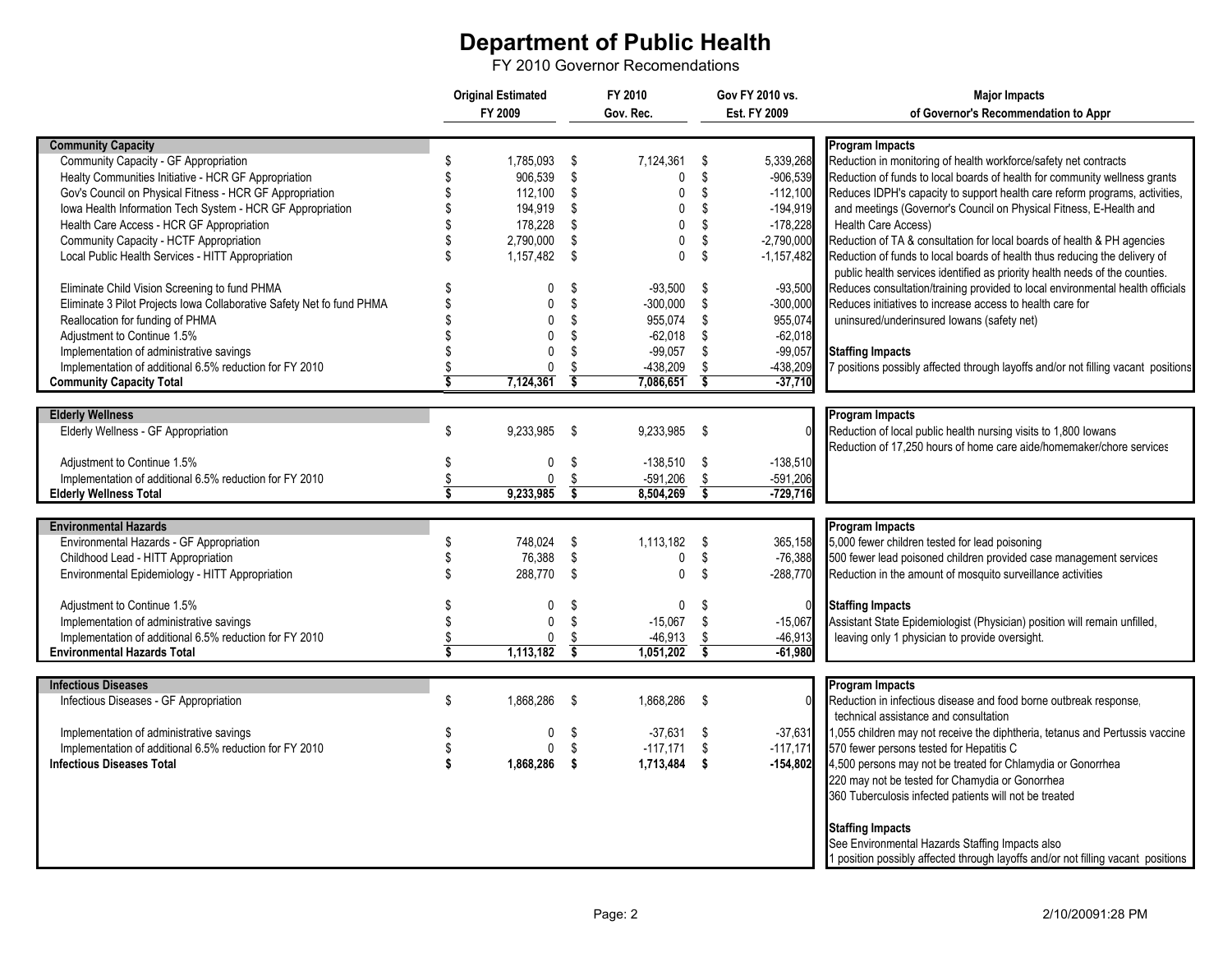# Department of Public Health

FY 2010 Governor Recomendations

| | Original Estimated FY 2009 | FY 2010 Gov. Rec. | Gov FY 2010 vs. Est. FY 2009 | Major Impacts of Governor's Recommendation to Appr |
|---|---|---|---|---|
| **Community Capacity** | | | | **Program Impacts** |
| Community Capacity - GF Appropriation | $ 1,785,093 | $ 7,124,361 | $ 5,339,268 | Reduction in monitoring of health workforce/safety net contracts |
| Healty Communities Initiative - HCR GF Appropriation | $ 906,539 | $ 0 | $ -906,539 | Reduction of funds to local boards of health for community wellness grants |
| Gov's Council on Physical Fitness - HCR GF Appropriation | $ 112,100 | $ 0 | $ -112,100 | Reduces IDPH's capacity to support health care reform programs, activities, |
| Iowa Health Information Tech System - HCR GF Appropriation | $ 194,919 | $ 0 | $ -194,919 | and meetings (Governor's Council on Physical Fitness, E-Health and |
| Health Care Access - HCR GF Appropriation | $ 178,228 | $ 0 | $ -178,228 | Health Care Access) |
| Community Capacity - HCTF Appropriation | $ 2,790,000 | $ 0 | $ -2,790,000 | Reduction of TA & consultation for local boards of health & PH agencies |
| Local Public Health Services - HITT Appropriation | $ 1,157,482 | $ 0 | $ -1,157,482 | Reduction of funds to local boards of health thus reducing the delivery of public health services identified as priority health needs of the counties. |
| Eliminate Child Vision Screening to fund PHMA | $ 0 | $ -93,500 | $ -93,500 | Reduces consultation/training provided to local environmental health officials |
| Eliminate 3 Pilot Projects Iowa Collaborative Safety Net fo fund PHMA | $ 0 | $ -300,000 | $ -300,000 | Reduces initiatives to increase access to health care for |
| Reallocation for funding of PHMA | $ 0 | $ 955,074 | $ 955,074 | uninsured/underinsured Iowans (safety net) |
| Adjustment to Continue 1.5% | $ 0 | $ -62,018 | $ -62,018 | |
| Implementation of administrative savings | $ 0 | $ -99,057 | $ -99,057 | **Staffing Impacts** |
| Implementation of additional 6.5% reduction for FY 2010 | $ 0 | $ -438,209 | $ -438,209 | 7 positions possibly affected through layoffs and/or not filling vacant positions |
| **Community Capacity Total** | **$ 7,124,361** | **$ 7,086,651** | **$ -37,710** | |
| **Elderly Wellness** | | | | **Program Impacts** |
| Elderly Wellness - GF Appropriation | $ 9,233,985 | $ 9,233,985 | $ 0 | Reduction of local public health nursing visits to 1,800 Iowans<br>Reduction of 17,250 hours of home care aide/homemaker/chore services |
| Adjustment to Continue 1.5% | $ 0 | $ -138,510 | $ -138,510 | |
| Implementation of additional 6.5% reduction for FY 2010 | $ 0 | $ -591,206 | $ -591,206 | |
| **Elderly Wellness Total** | **$ 9,233,985** | **$ 8,504,269** | **$ -729,716** | |
| **Environmental Hazards** | | | | **Program Impacts** |
| Environmental Hazards - GF Appropriation | $ 748,024 | $ 1,113,182 | $ 365,158 | 5,000 fewer children tested for lead poisoning |
| Childhood Lead - HITT Appropriation | $ 76,388 | $ 0 | $ -76,388 | 500 fewer lead poisoned children provided case management services |
| Environmental Epidemiology - HITT Appropriation | $ 288,770 | $ 0 | $ -288,770 | Reduction in the amount of mosquito surveillance activities |
| Adjustment to Continue 1.5% | $ 0 | $ 0 | $ 0 | **Staffing Impacts** |
| Implementation of administrative savings | $ 0 | $ -15,067 | $ -15,067 | Assistant State Epidemiologist (Physician) position will remain unfilled, |
| Implementation of additional 6.5% reduction for FY 2010 | $ 0 | $ -46,913 | $ -46,913 | leaving only 1 physician to provide oversight. |
| **Environmental Hazards Total** | **$ 1,113,182** | **$ 1,051,202** | **$ -61,980** | |
| **Infectious Diseases** | | | | **Program Impacts** |
| Infectious Diseases - GF Appropriation | $ 1,868,286 | $ 1,868,286 | $ 0 | Reduction in infectious disease and food borne outbreak response, technical assistance and consultation |
| Implementation of administrative savings | $ 0 | $ -37,631 | $ -37,631 | 1,055 children may not receive the diphtheria, tetanus and Pertussis vaccine |
| Implementation of additional 6.5% reduction for FY 2010 | $ 0 | $ -117,171 | $ -117,171 | 570 fewer persons tested for Hepatitis C |
| **Infectious Diseases Total** | **$ 1,868,286** | **$ 1,713,484** | **$ -154,802** | 4,500 persons may not be treated for Chlamydia or Gonorrhea |
| | | | | 220 may not be tested for Chamydia or Gonorrhea |
| | | | | 360 Tuberculosis infected patients will not be treated |
| | | | | **Staffing Impacts** |
| | | | | See Environmental Hazards Staffing Impacts also |
| | | | | 1 position possibly affected through layoffs and/or not filling vacant positions |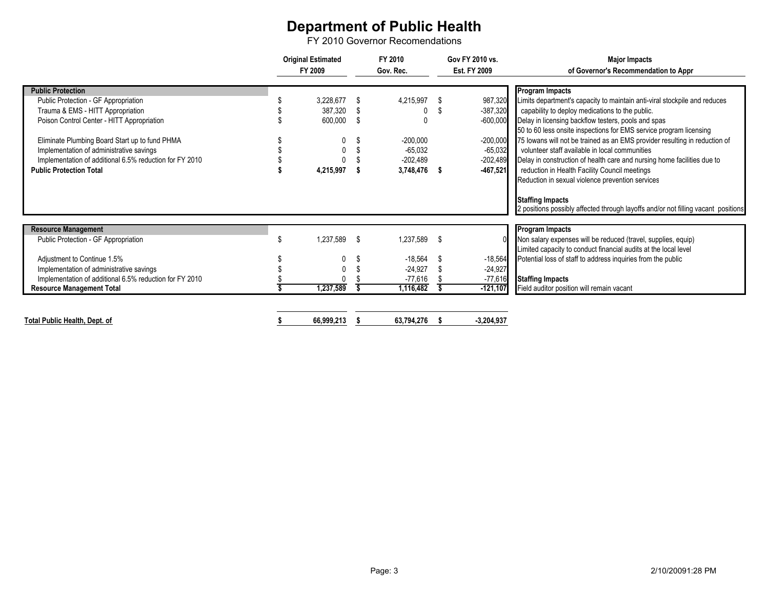# Department of Public Health

FY 2010 Governor Recomendations

| | Original Estimated FY 2009 | FY 2010 Gov. Rec. | Gov FY 2010 vs. Est. FY 2009 | Major Impacts of Governor's Recommendation to Appr |
|---|---|---|---|---|
| **Public Protection** | | | | **Program Impacts** |
| Public Protection - GF Appropriation | $ 3,228,677 | $ 4,215,997 | $ 987,320 | Limits department's capacity to maintain anti-viral stockpile and reduces capability to deploy medications to the public. |
| Trauma & EMS - HITT Appropriation | $ 387,320 | $ 0 | $ -387,320 | Delay in licensing backflow testers, pools and spas |
| Poison Control Center - HITT Appropriation | $ 600,000 | $ 0 | -600,000 | 50 to 60 less onsite inspections for EMS service program licensing |
| Eliminate Plumbing Board Start up to fund PHMA | $ 0 | $ -200,000 | -200,000 | 75 Iowans will not be trained as an EMS provider resulting in reduction of volunteer staff available in local communities |
| Implementation of administrative savings | $ 0 | $ -65,032 | -65,032 | Delay in construction of health care and nursing home facilities due to reduction in Health Facility Council meetings |
| Implementation of additional 6.5% reduction for FY 2010 | $ 0 | $ -202,489 | -202,489 | Reduction in sexual violence prevention services |
| **Public Protection Total** | **$ 4,215,997** | **$ 3,748,476** | **$ -467,521** | |
| | | | | **Staffing Impacts** |
| | | | | 2 positions possibly affected through layoffs and/or not filling vacant positions |
| **Resource Management** | | | | **Program Impacts** |
| Public Protection - GF Appropriation | $ 1,237,589 | $ 1,237,589 | $ 0 | Non salary expenses will be reduced (travel, supplies, equip) |
| | | | | Limited capacity to conduct financial audits at the local level |
| Adjustment to Continue 1.5% | $ 0 | $ -18,564 | $ -18,564 | Potential loss of staff to address inquiries from the public |
| Implementation of administrative savings | $ 0 | $ -24,927 | $ -24,927 | |
| Implementation of additional 6.5% reduction for FY 2010 | $ 0 | $ -77,616 | $ -77,616 | **Staffing Impacts** |
| **Resource Management Total** | **$ 1,237,589** | **$ 1,116,482** | **$ -121,107** | Field auditor position will remain vacant |
| **Total Public Health, Dept. of** | **$ 66,999,213** | **$ 63,794,276** | **$ -3,204,937** | |

2/10/20091:28 PM